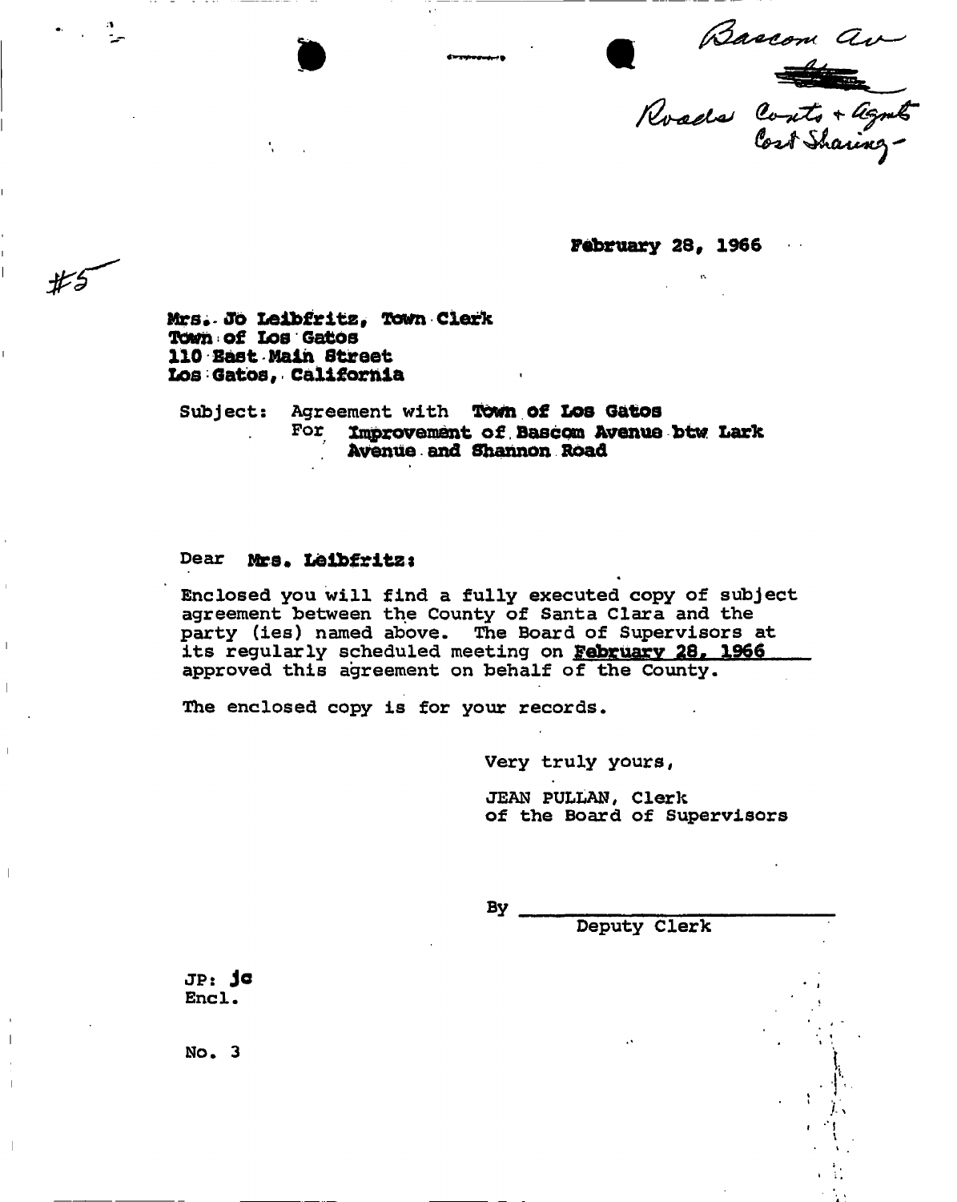Bascom Av

Roads Contr + Agmt
Cost Sharing-

February 28, 1966

#5

Mrs. Jo Leibfritz, Town Clerk
Town of Los Gatos
110 East Main Street
Los Gatos, California

Subject: Agreement with **Town of Los Gatos**
For **Improvement of Bascom Avenue btw Lark Avenue and Shannon Road**

Dear **Mrs. Leibfritz:**

Enclosed you will find a fully executed copy of subject agreement between the County of Santa Clara and the party (ies) named above. The Board of Supervisors at its regularly scheduled meeting on **February 28, 1966** approved this agreement on behalf of the County.

The enclosed copy is for your records.

Very truly yours,

JEAN PULLAN, Clerk
of the Board of Supervisors

By ______________________________
Deputy Clerk

JP: jc
Encl.

No. 3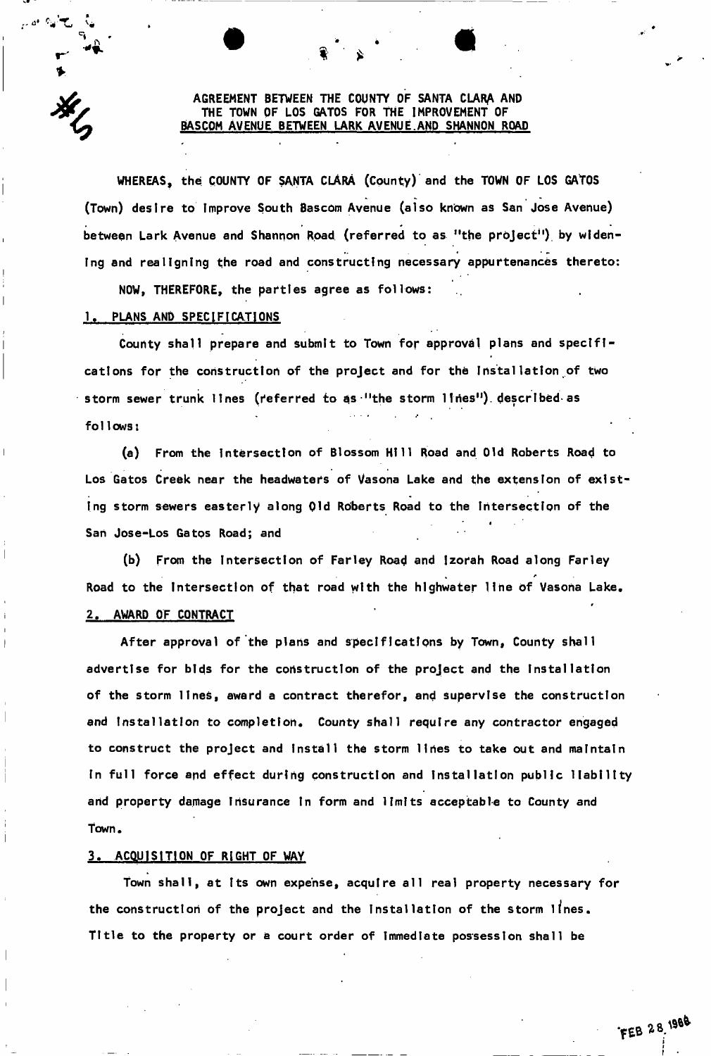# AGREEMENT BETWEEN THE COUNTY OF SANTA CLARA AND THE TOWN OF LOS GATOS FOR THE IMPROVEMENT OF BASCOM AVENUE BETWEEN LARK AVENUE AND SHANNON ROAD

WHEREAS, the COUNTY OF SANTA CLARA (County) and the TOWN OF LOS GATOS (Town) desire to improve South Bascom Avenue (also known as San Jose Avenue) between Lark Avenue and Shannon Road (referred to as "the project") by widening and realigning the road and constructing necessary appurtenances thereto:

NOW, THEREFORE, the parties agree as follows:

## 1. PLANS AND SPECIFICATIONS

County shall prepare and submit to Town for approval plans and specifications for the construction of the project and for the installation of two storm sewer trunk lines (referred to as "the storm lines") described as follows:

(a) From the intersection of Blossom Hill Road and Old Roberts Road to Los Gatos Creek near the headwaters of Vasona Lake and the extension of existing storm sewers easterly along Old Roberts Road to the intersection of the San Jose-Los Gatos Road; and

(b) From the intersection of Farley Road and Izorah Road along Farley Road to the intersection of that road with the highwater line of Vasona Lake.

## 2. AWARD OF CONTRACT

After approval of the plans and specifications by Town, County shall advertise for bids for the construction of the project and the installation of the storm lines, award a contract therefor, and supervise the construction and installation to completion. County shall require any contractor engaged to construct the project and install the storm lines to take out and maintain in full force and effect during construction and installation public liability and property damage insurance in form and limits acceptable to County and Town.

## 3. ACQUISITION OF RIGHT OF WAY

Town shall, at its own expense, acquire all real property necessary for the construction of the project and the installation of the storm lines. Title to the property or a court order of immediate possession shall be

FEB 28 1966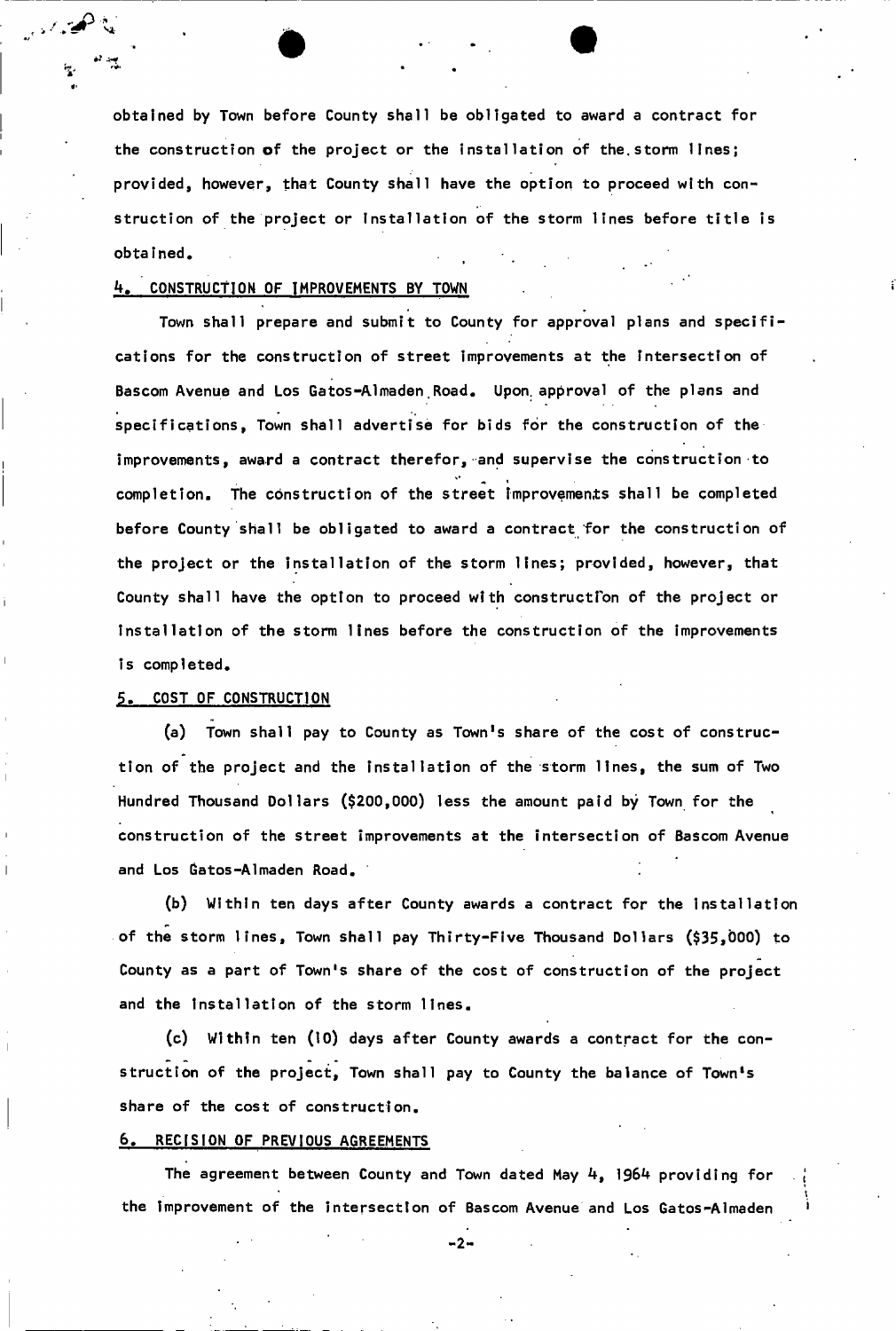obtained by Town before County shall be obligated to award a contract for the construction of the project or the installation of the storm lines; provided, however, that County shall have the option to proceed with construction of the project or installation of the storm lines before title is obtained.

## 4. CONSTRUCTION OF IMPROVEMENTS BY TOWN

Town shall prepare and submit to County for approval plans and specifications for the construction of street improvements at the intersection of Bascom Avenue and Los Gatos-Almaden Road. Upon approval of the plans and specifications, Town shall advertise for bids for the construction of the improvements, award a contract therefor, and supervise the construction to completion. The construction of the street improvements shall be completed before County shall be obligated to award a contract for the construction of the project or the installation of the storm lines; provided, however, that County shall have the option to proceed with construction of the project or installation of the storm lines before the construction of the improvements is completed.

## 5. COST OF CONSTRUCTION

(a) Town shall pay to County as Town's share of the cost of construction of the project and the installation of the storm lines, the sum of Two Hundred Thousand Dollars ($200,000) less the amount paid by Town for the construction of the street improvements at the intersection of Bascom Avenue and Los Gatos-Almaden Road.

(b) Within ten days after County awards a contract for the installation of the storm lines, Town shall pay Thirty-Five Thousand Dollars ($35,000) to County as a part of Town's share of the cost of construction of the project and the installation of the storm lines.

(c) Within ten (10) days after County awards a contract for the construction of the project, Town shall pay to County the balance of Town's share of the cost of construction.

## 6. RECISION OF PREVIOUS AGREEMENTS

The agreement between County and Town dated May 4, 1964 providing for the improvement of the intersection of Bascom Avenue and Los Gatos-Almaden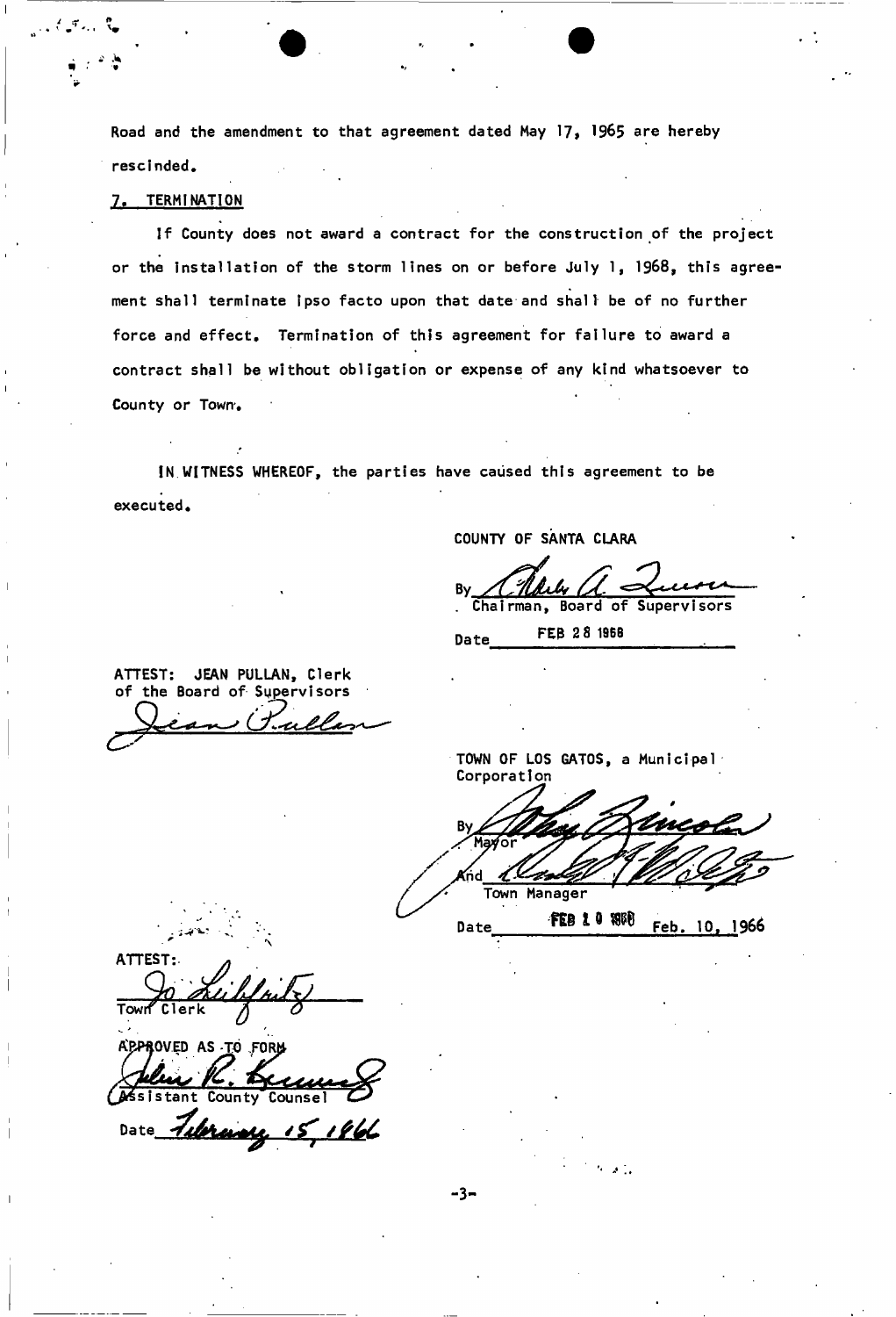Road and the amendment to that agreement dated May 17, 1965 are hereby rescinded.

## 7. TERMINATION

If County does not award a contract for the construction of the project or the installation of the storm lines on or before July 1, 1968, this agreement shall terminate ipso facto upon that date and shall be of no further force and effect. Termination of this agreement for failure to award a contract shall be without obligation or expense of any kind whatsoever to County or Town.

IN WITNESS WHEREOF, the parties have caused this agreement to be executed.

COUNTY OF SANTA CLARA

By ________________________
Chairman, Board of Supervisors

Date FEB 28 1966

ATTEST: JEAN PULLAN, Clerk
of the Board of Supervisors

________________________

TOWN OF LOS GATOS, a Municipal Corporation

By ________________________
Mayor

And ________________________
Town Manager

Date FEB 10 1966 Feb. 10, 1966

ATTEST:

________________________
Town Clerk

APPROVED AS TO FORM

________________________
Assistant County Counsel

Date February 15, 1966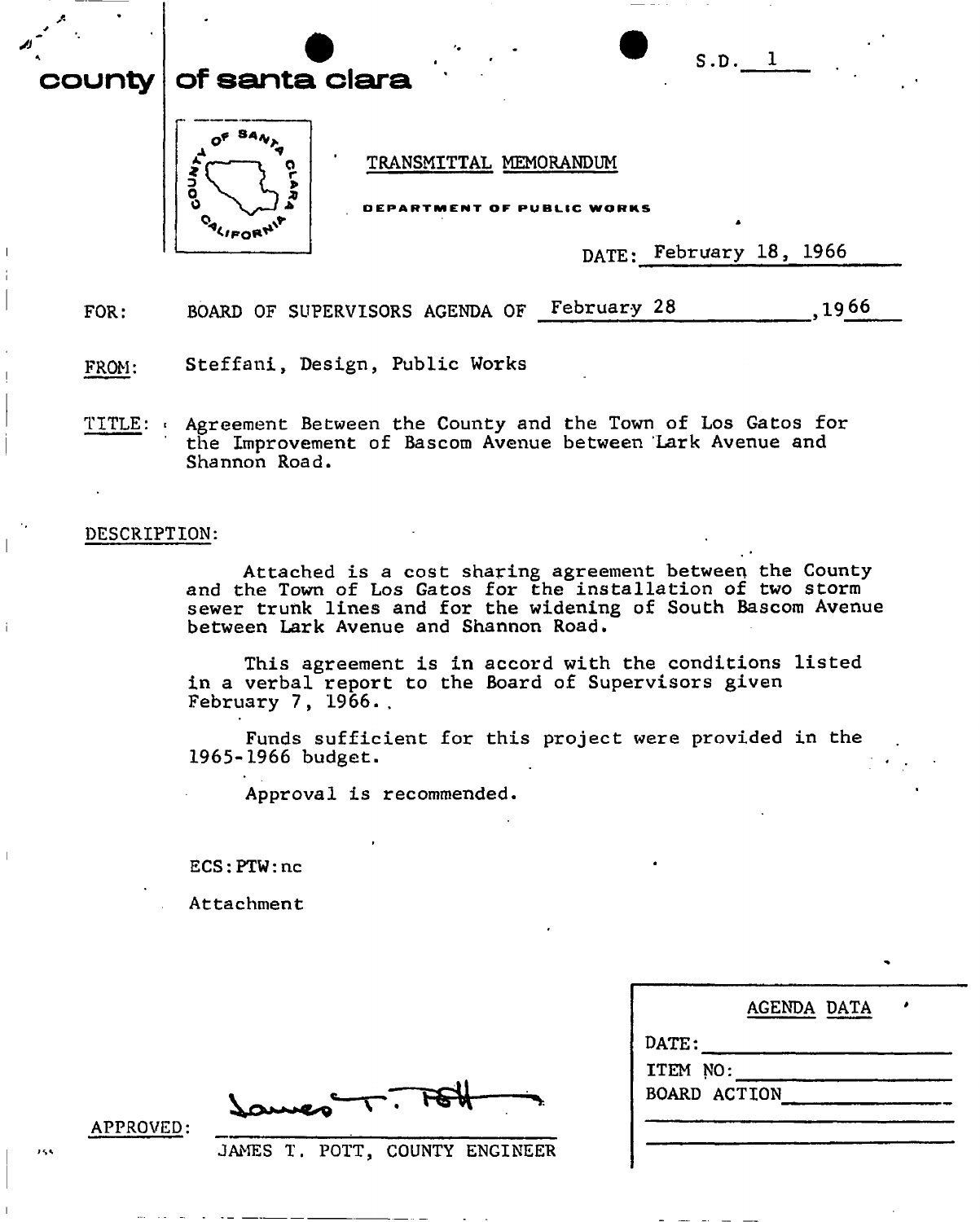S.D. 1

# county of santa clara

TRANSMITTAL MEMORANDUM

DEPARTMENT OF PUBLIC WORKS

DATE: February 18, 1966

FOR: BOARD OF SUPERVISORS AGENDA OF February 28, 1966

FROM: Steffani, Design, Public Works

TITLE: Agreement Between the County and the Town of Los Gatos for the Improvement of Bascom Avenue between Lark Avenue and Shannon Road.

DESCRIPTION:

Attached is a cost sharing agreement between the County and the Town of Los Gatos for the installation of two storm sewer trunk lines and for the widening of South Bascom Avenue between Lark Avenue and Shannon Road.

This agreement is in accord with the conditions listed in a verbal report to the Board of Supervisors given February 7, 1966.

Funds sufficient for this project were provided in the 1965-1966 budget.

Approval is recommended.

ECS:PTW:nc

Attachment

APPROVED: James T. Pott
JAMES T. POTT, COUNTY ENGINEER

| AGENDA DATA |
|---|
| DATE: |
| ITEM NO: |
| BOARD ACTION |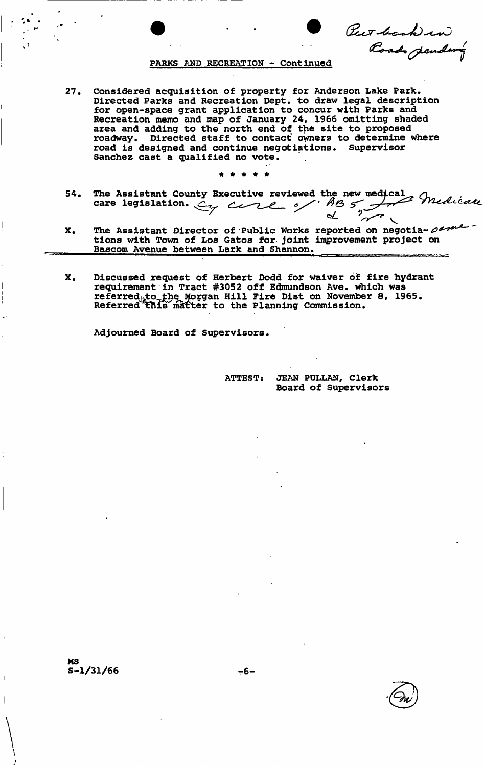Put back in Roads pending

PARKS AND RECREATION - Continued

27. Considered acquisition of property for Anderson Lake Park. Directed Parks and Recreation Dept. to draw legal description for open-space grant application to concur with Parks and Recreation memo and map of January 24, 1966 omitting shaded area and adding to the north end of the site to proposed roadway. Directed staff to contact owners to determine where road is designed and continue negotiations. Supervisor Sanchez cast a qualified no vote.

\* \* \* \* \*

54. The Assistant County Executive reviewed the new medical care legislation. Eg Care of ABs for Medicare

X. The Assistant Director of Public Works reported on negotiations with Town of Los Gatos for joint improvement project on Bascom Avenue between Lark and Shannon. same

X. Discussed request of Herbert Dodd for waiver of fire hydrant requirement in Tract #3052 off Edmundson Ave. which was referred to the Morgan Hill Fire Dist on November 8, 1965. Referred this matter to the Planning Commission.

Adjourned Board of Supervisors.

ATTEST: JEAN PULLAN, Clerk
Board of Supervisors

MS
S-1/31/66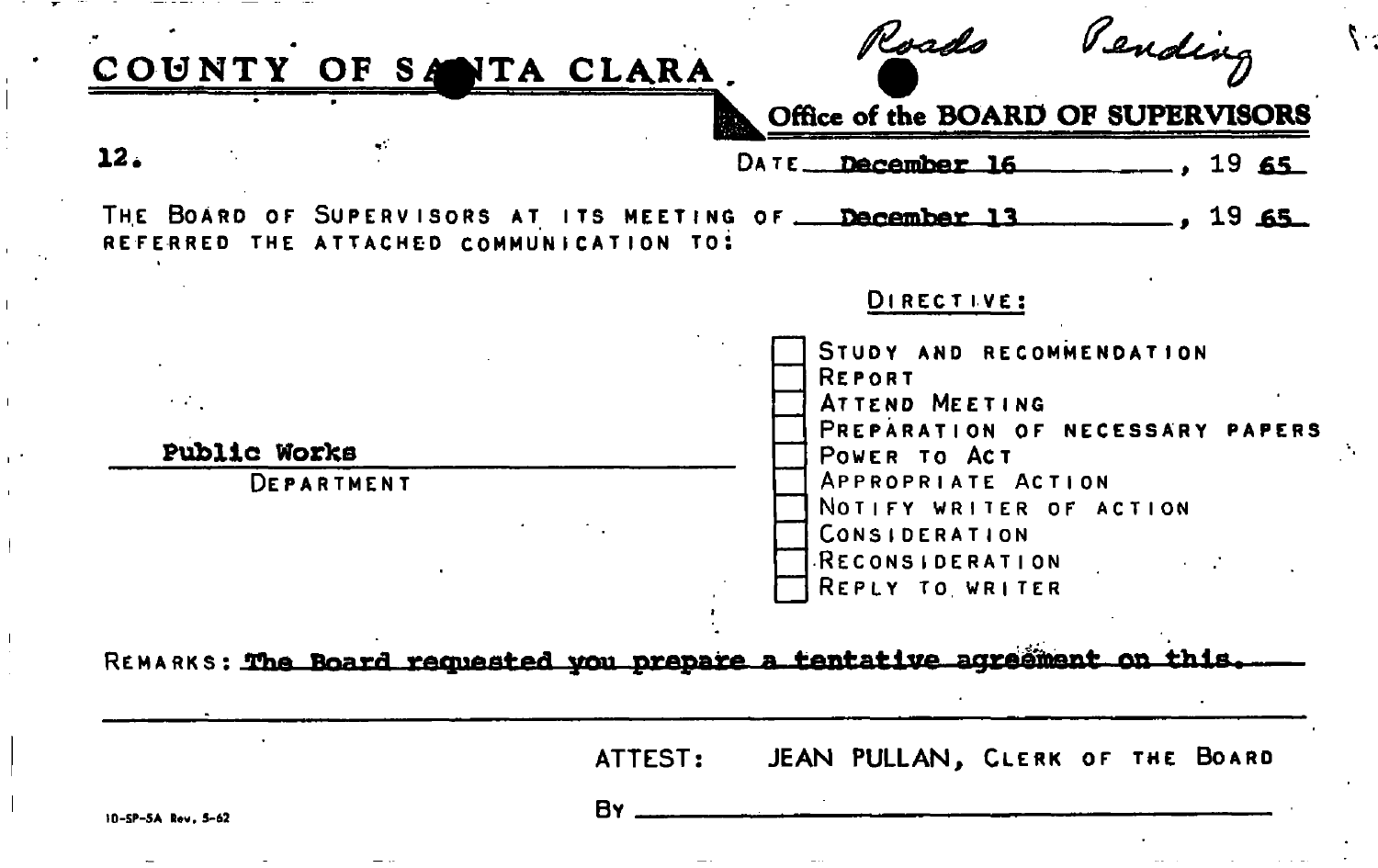# COUNTY OF SANTA CLARA

*Roads Pending*

**Office of the BOARD OF SUPERVISORS**

**12.**

DATE December 16, 19 65

THE BOARD OF SUPERVISORS AT ITS MEETING OF December 13, 19 65 REFERRED THE ATTACHED COMMUNICATION TO:

**Public Works**
DEPARTMENT

DIRECTIVE:

- [ ] STUDY AND RECOMMENDATION
- [ ] REPORT
- [ ] ATTEND MEETING
- [ ] PREPARATION OF NECESSARY PAPERS
- [ ] POWER TO ACT
- [ ] APPROPRIATE ACTION
- [ ] NOTIFY WRITER OF ACTION
- [ ] CONSIDERATION
- [ ] RECONSIDERATION
- [ ] REPLY TO WRITER

REMARKS: The Board requested you prepare a tentative agreement on this.

ATTEST: JEAN PULLAN, CLERK OF THE BOARD

BY ______________________________

10-SP-5A Rev. 5-62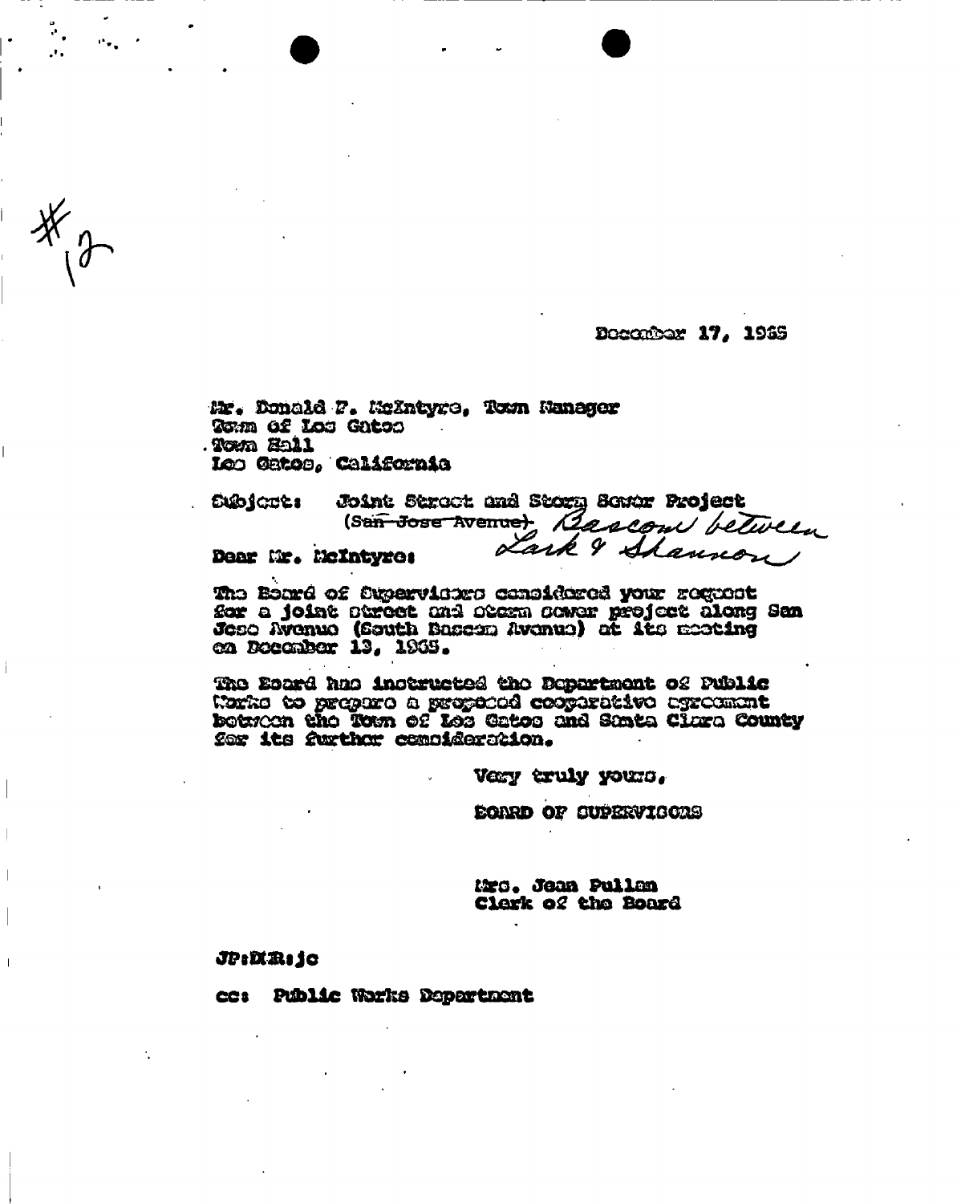#12

December 17, 1965

Mr. Donald F. McIntyre, Town Manager
Town of Los Gatos
Town Hall
Los Gatos, California

Subject: Joint Street and Storm Sewer Project
~~(San Jose Avenue)~~ Bascom between Lark & Shannon

Dear Mr. McIntyre:

The Board of Supervisors considered your request for a joint street and storm sewer project along San Jose Avenue (South Bascom Avenue) at its meeting on December 13, 1965.

The Board has instructed the Department of Public Works to prepare a proposed cooperative agreement between the Town of Los Gatos and Santa Clara County for its further consideration.

Very truly yours,

BOARD OF SUPERVISORS

Mrs. Jean Pullan
Clerk of the Board

JP:DMR:jc

cc: Public Works Department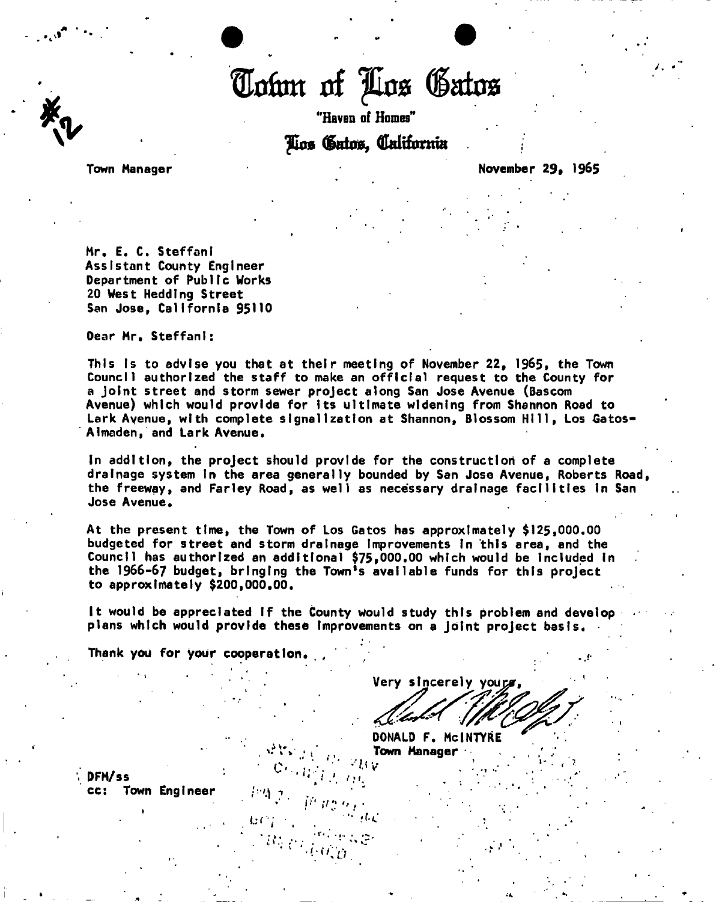#12

# Town of Los Gatos

"Haven of Homes"

Los Gatos, California

Town Manager

November 29, 1965

Mr. E. C. Steffani
Assistant County Engineer
Department of Public Works
20 West Hedding Street
San Jose, California 95110

Dear Mr. Steffani:

This is to advise you that at their meeting of November 22, 1965, the Town Council authorized the staff to make an official request to the County for a joint street and storm sewer project along San Jose Avenue (Bascom Avenue) which would provide for its ultimate widening from Shannon Road to Lark Avenue, with complete signalization at Shannon, Blossom Hill, Los Gatos-Almaden, and Lark Avenue.

In addition, the project should provide for the construction of a complete drainage system in the area generally bounded by San Jose Avenue, Roberts Road, the freeway, and Farley Road, as well as necessary drainage facilities in San Jose Avenue.

At the present time, the Town of Los Gatos has approximately $125,000.00 budgeted for street and storm drainage improvements in this area, and the Council has authorized an additional $75,000.00 which would be included in the 1966-67 budget, bringing the Town's available funds for this project to approximately $200,000.00.

It would be appreciated if the County would study this problem and develop plans which would provide these improvements on a joint project basis.

Thank you for your cooperation.

Very sincerely yours,

DONALD F. McINTYRE
Town Manager

DFM/ss
cc: Town Engineer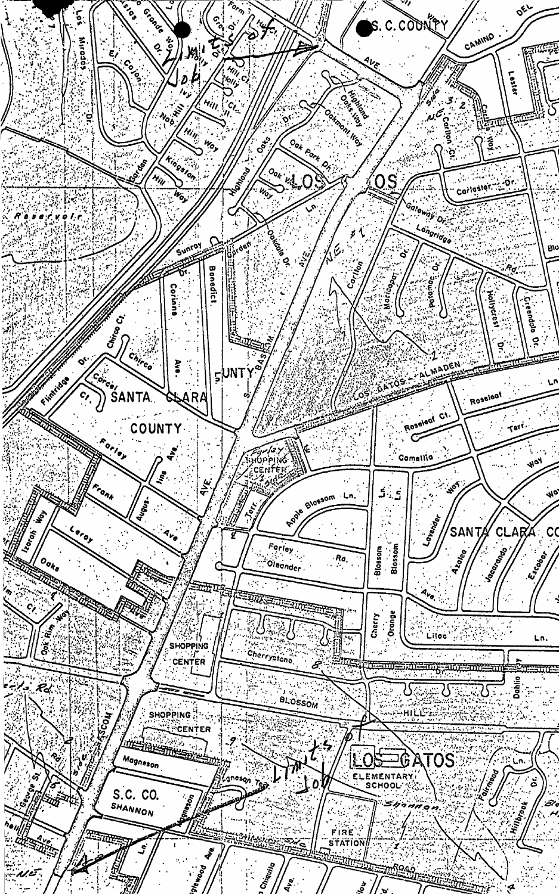S.C. COUNTY

LOS GATOS

SANTA CLARA COUNTY

SANTA CLARA CO

S.C. CO. SHANNON

LOS GATOS ELEMENTARY SCHOOL

FIRE STATION

SHOPPING CENTER

Farley SHOPPING CENTER

Reservoir

Los Miradas Dr.

El Cajon

Grande Way

Hill Ct.

Holly

Ivy

Nob Hill Way

Kingston

Garden Hill Way

Highland Oaks Dr.

Highland Oaks Way

Oakmont Way

Oak Park Dr.

Oak Vista Way

Highland Ln.

Sunray

Garden

Oakdale Dr.

S. Bascom Ave.

Carlton Ct.

Carlton Way

Carlester Dr.

Gateway Dr.

Longridge Rd.

Lester

Camino Del

Maricopa Dr.

Potomac Dr.

Hollycrest Dr.

Greendale Dr.

Los Gatos – Almaden

Roseleaf

Roseleaf Ct.

Terr.

Camellia

Way

Apple Blossom Ln.

Blossom Ln.

Lavender

Azalea

Jacaranda

Escobar

Ave.

Lilac Ln.

Cherry

Orange

Dahlia

Farley Rd.

Oleander

Cherrystone Dr.

Blossom Hill

Shannon Road

Fairmead

Hillbrook Dr.

Corunne Ave.

Benedict Ln.

Chirco Ct.

Chirco Dr.

Flintridge Dr.

Corcel Ct.

Farley Ave.

Augustine Ave.

Frank Ave.

Leroy

Izorah Way

Oaks

Oak Rim Way

Magneson

Magneson Terr.

Magneson Loop

George St.

Mitchell Ave.

Inglewood Ave.

Chiquita Ave.

NE #1

NE 3

NE

Limit of Job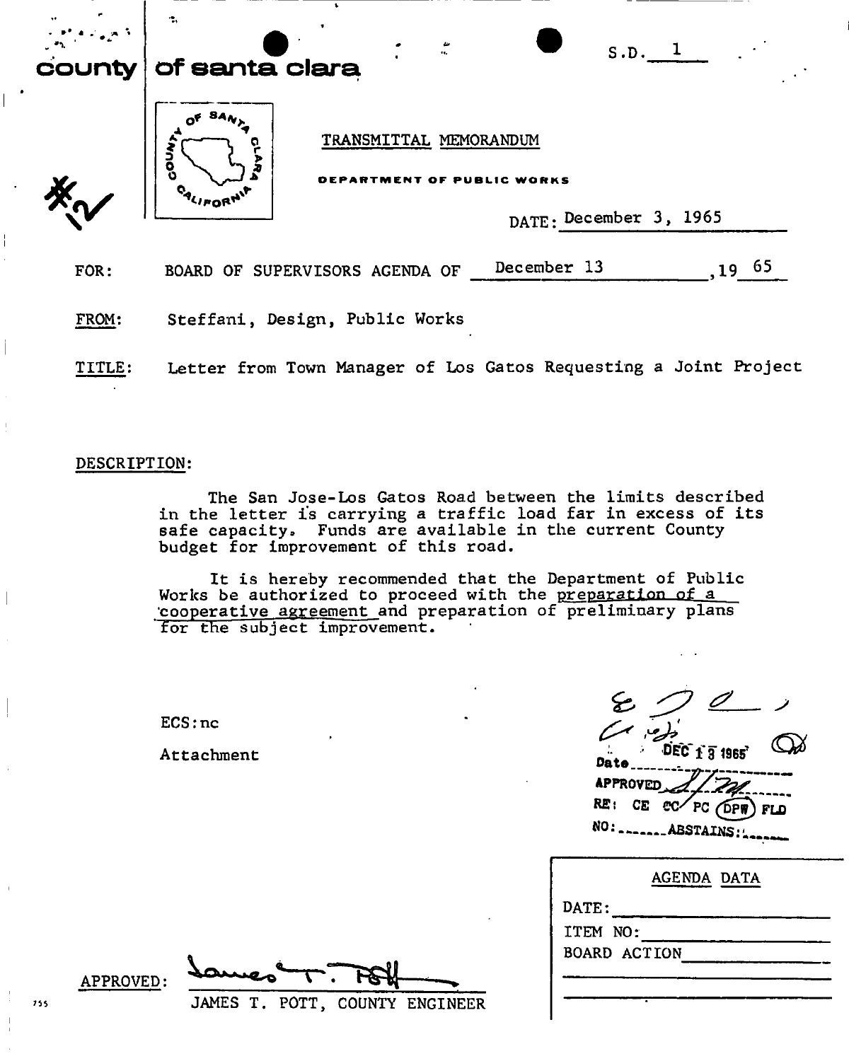S.D. 1

**county of santa clara**

TRANSMITTAL MEMORANDUM

DEPARTMENT OF PUBLIC WORKS

DATE: December 3, 1965

FOR: BOARD OF SUPERVISORS AGENDA OF December 13, 1965

FROM: Steffani, Design, Public Works

TITLE: Letter from Town Manager of Los Gatos Requesting a Joint Project

DESCRIPTION:

The San Jose-Los Gatos Road between the limits described in the letter is carrying a traffic load far in excess of its safe capacity. Funds are available in the current County budget for improvement of this road.

It is hereby recommended that the Department of Public Works be authorized to proceed with the preparation of a cooperative agreement and preparation of preliminary plans for the subject improvement.

ECS:nc

Attachment

Date DEC 13 1965
APPROVED
RE: CE CC PC DPW FLD
NO: ABSTAINS:

| AGENDA DATA |
|---|
| DATE: |
| ITEM NO: |
| BOARD ACTION |

APPROVED:
JAMES T. POTT, COUNTY ENGINEER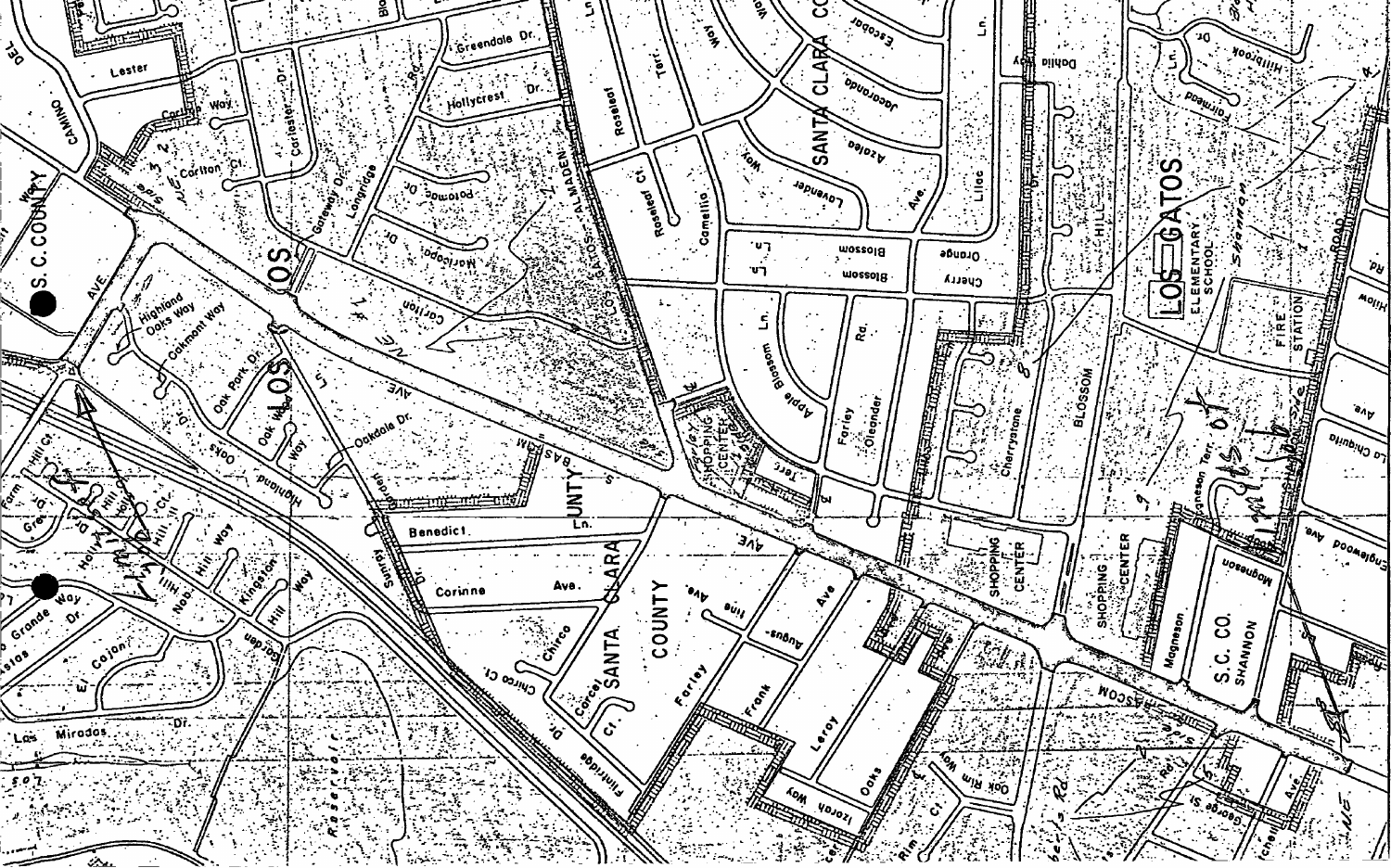S. C. COUNTY

CAMINO

DEL

Lester

Carlisle Way

Carlton Ct.

Carlester Dr.

Gateway Dr.

Longridge

Greendale Dr.

Hollycrest Dr.

Potomac Dr.

Maricopa Dr.

Carlton

LOS

LOS

AVE.

Highland Oaks Way

Oakmont Way

Oak Park Dr.

Oak Wood Way

Oaks

Highland

Oakdale Dr.

Surrey

Benedict

Corinne Ave.

Ln.

UNTY

SANTA CLARA

COUNTY

Chirco Ct.

Chirco

Carcel Ct.

Flintridge Dr.

Farley

Augustine Ave.

Frank

Leroy Ave.

Oaks

Izorah Way

Rim Ct.

Oak Rim Way

AVE

Hill Ct.

Farm

Hill

Nob Hill

Hill Way

Kingston Way

Grande Way

El Cajon Dr.

Las Miradas Dr.

Reservoir

Golden

LOS GATOS - ALMADEN

Roseleaf

Roseleaf Ct.

Camellia

Terr.

Way

SANTA CLARA CO

Escobar

Jacaranda

Azalea

Lavender Way

Lilac Ave.

Dahlia Way

Blossom

Blossom

Orange

Cherry

Apple Blossom Ln.

Farley Rd.

Oleander

Cherrystone

SHOPPING CENTER

Terr.

SHOPPING CENTER

SHOPPING CENTER

BLOSSOM HILL

LOS GATOS

ELEMENTARY SCHOOL

FIRE STATION

Hillbrook Dr.

Fairmeade

Shannon

ROAD

Rd.

Willow

Ave.

La Chiquita

Lancaster Terr.

Englewood Ave.

Magneson

Magneson

S. C. CO. SHANNON

BASCOM

George St.

Ave.